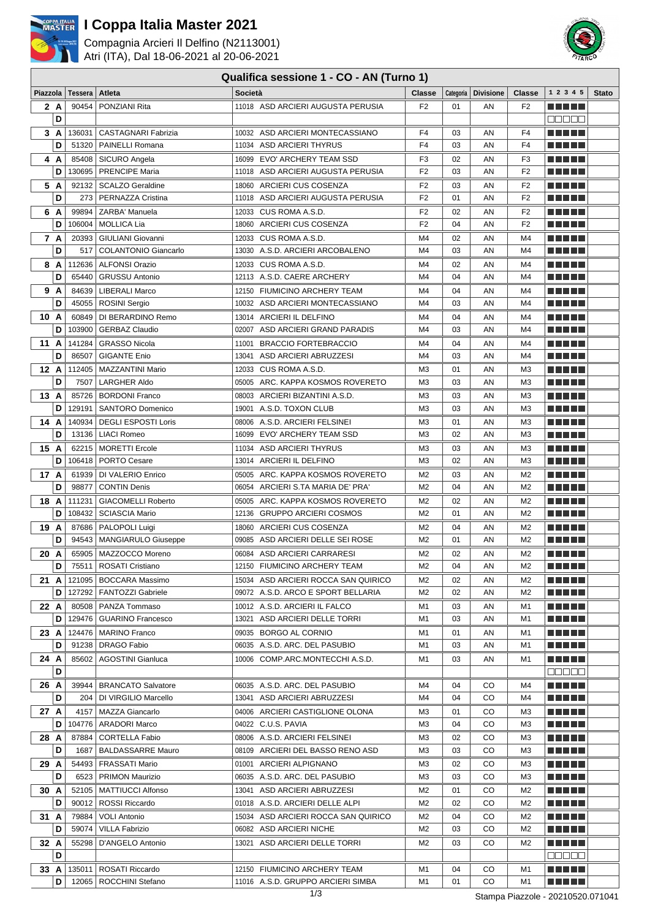# I Coppa Italia Master 2021

Compagnia Arcieri Il Delfino (N2113001)
Atri (ITA), Dal 18-06-2021 al 20-06-2021

## Qualifica sessione 1 - CO - AN (Turno 1)

| Piazzola | | Tessera | Atleta | Società | Classe | Categoria | Divisione | Classe | 1 2 3 4 5 | Stato |
|---|---|---|---|---|---|---|---|---|---|---|
| 2 | A | 90454 | PONZIANI Rita | 11018 ASD ARCIERI AUGUSTA PERUSIA | F2 | 01 | AN | F2 | | |
| | D | | | | | | | | | |
| 3 | A | 136031 | CASTAGNARI Fabrizia | 10032 ASD ARCIERI MONTECASSIANO | F4 | 03 | AN | F4 | | |
| | D | 51320 | PAINELLI Romana | 11034 ASD ARCIERI THYRUS | F4 | 03 | AN | F4 | | |
| 4 | A | 85408 | SICURO Angela | 16099 EVO' ARCHERY TEAM SSD | F3 | 02 | AN | F3 | | |
| | D | 130695 | PRENCIPE Maria | 11018 ASD ARCIERI AUGUSTA PERUSIA | F2 | 03 | AN | F2 | | |
| 5 | A | 92132 | SCALZO Geraldine | 18060 ARCIERI CUS COSENZA | F2 | 03 | AN | F2 | | |
| | D | 273 | PERNAZZA Cristina | 11018 ASD ARCIERI AUGUSTA PERUSIA | F2 | 01 | AN | F2 | | |
| 6 | A | 99894 | ZARBA' Manuela | 12033 CUS ROMA A.S.D. | F2 | 02 | AN | F2 | | |
| | D | 106004 | MOLLICA Lia | 18060 ARCIERI CUS COSENZA | F2 | 04 | AN | F2 | | |
| 7 | A | 20393 | GIULIANI Giovanni | 12033 CUS ROMA A.S.D. | M4 | 02 | AN | M4 | | |
| | D | 517 | COLANTONIO Giancarlo | 13030 A.S.D. ARCIERI ARCOBALENO | M4 | 03 | AN | M4 | | |
| 8 | A | 112636 | ALFONSI Orazio | 12033 CUS ROMA A.S.D. | M4 | 02 | AN | M4 | | |
| | D | 65440 | GRUSSU Antonio | 12113 A.S.D. CAERE ARCHERY | M4 | 04 | AN | M4 | | |
| 9 | A | 84639 | LIBERALI Marco | 12150 FIUMICINO ARCHERY TEAM | M4 | 04 | AN | M4 | | |
| | D | 45055 | ROSINI Sergio | 10032 ASD ARCIERI MONTECASSIANO | M4 | 03 | AN | M4 | | |
| 10 | A | 60849 | DI BERARDINO Remo | 13014 ARCIERI IL DELFINO | M4 | 04 | AN | M4 | | |
| | D | 103900 | GERBAZ Claudio | 02007 ASD ARCIERI GRAND PARADIS | M4 | 03 | AN | M4 | | |
| 11 | A | 141284 | GRASSO Nicola | 11001 BRACCIO FORTEBRACCIO | M4 | 04 | AN | M4 | | |
| | D | 86507 | GIGANTE Enio | 13041 ASD ARCIERI ABRUZZESI | M4 | 03 | AN | M4 | | |
| 12 | A | 112405 | MAZZANTINI Mario | 12033 CUS ROMA A.S.D. | M3 | 01 | AN | M3 | | |
| | D | 7507 | LARGHER Aldo | 05005 ARC. KAPPA KOSMOS ROVERETO | M3 | 03 | AN | M3 | | |
| 13 | A | 85726 | BORDONI Franco | 08003 ARCIERI BIZANTINI A.S.D. | M3 | 03 | AN | M3 | | |
| | D | 129191 | SANTORO Domenico | 19001 A.S.D. TOXON CLUB | M3 | 03 | AN | M3 | | |
| 14 | A | 140934 | DEGLI ESPOSTI Loris | 08006 A.S.D. ARCIERI FELSINEI | M3 | 01 | AN | M3 | | |
| | D | 13136 | LIACI Romeo | 16099 EVO' ARCHERY TEAM SSD | M3 | 02 | AN | M3 | | |
| 15 | A | 62215 | MORETTI Ercole | 11034 ASD ARCIERI THYRUS | M3 | 03 | AN | M3 | | |
| | D | 106418 | PORTO Cesare | 13014 ARCIERI IL DELFINO | M3 | 02 | AN | M3 | | |
| 17 | A | 61939 | DI VALERIO Enrico | 05005 ARC. KAPPA KOSMOS ROVERETO | M2 | 03 | AN | M2 | | |
| | D | 98877 | CONTIN Denis | 06054 ARCIERI S.TA MARIA DE' PRA' | M2 | 04 | AN | M2 | | |
| 18 | A | 111231 | GIACOMELLI Roberto | 05005 ARC. KAPPA KOSMOS ROVERETO | M2 | 02 | AN | M2 | | |
| | D | 108432 | SCIASCIA Mario | 12136 GRUPPO ARCIERI COSMOS | M2 | 01 | AN | M2 | | |
| 19 | A | 87686 | PALOPOLI Luigi | 18060 ARCIERI CUS COSENZA | M2 | 04 | AN | M2 | | |
| | D | 94543 | MANGIARULO Giuseppe | 09085 ASD ARCIERI DELLE SEI ROSE | M2 | 01 | AN | M2 | | |
| 20 | A | 65905 | MAZZOCCO Moreno | 06084 ASD ARCIERI CARRARESI | M2 | 02 | AN | M2 | | |
| | D | 75511 | ROSATI Cristiano | 12150 FIUMICINO ARCHERY TEAM | M2 | 04 | AN | M2 | | |
| 21 | A | 121095 | BOCCARA Massimo | 15034 ASD ARCIERI ROCCA SAN QUIRICO | M2 | 02 | AN | M2 | | |
| | D | 127292 | FANTOZZI Gabriele | 09072 A.S.D. ARCO E SPORT BELLARIA | M2 | 02 | AN | M2 | | |
| 22 | A | 80508 | PANZA Tommaso | 10012 A.S.D. ARCIERI IL FALCO | M1 | 03 | AN | M1 | | |
| | D | 129476 | GUARINO Francesco | 13021 ASD ARCIERI DELLE TORRI | M1 | 03 | AN | M1 | | |
| 23 | A | 124476 | MARINO Franco | 09035 BORGO AL CORNIO | M1 | 01 | AN | M1 | | |
| | D | 91238 | DRAGO Fabio | 06035 A.S.D. ARC. DEL PASUBIO | M1 | 03 | AN | M1 | | |
| 24 | A | 85602 | AGOSTINI Gianluca | 10006 COMP.ARC.MONTECCHI A.S.D. | M1 | 03 | AN | M1 | | |
| | D | | | | | | | | | |
| 26 | A | 39944 | BRANCATO Salvatore | 06035 A.S.D. ARC. DEL PASUBIO | M4 | 04 | CO | M4 | | |
| | D | 204 | DI VIRGILIO Marcello | 13041 ASD ARCIERI ABRUZZESI | M4 | 04 | CO | M4 | | |
| 27 | A | 4157 | MAZZA Giancarlo | 04006 ARCIERI CASTIGLIONE OLONA | M3 | 01 | CO | M3 | | |
| | D | 104776 | ARADORI Marco | 04022 C.U.S. PAVIA | M3 | 04 | CO | M3 | | |
| 28 | A | 87884 | CORTELLA Fabio | 08006 A.S.D. ARCIERI FELSINEI | M3 | 02 | CO | M3 | | |
| | D | 1687 | BALDASSARRE Mauro | 08109 ARCIERI DEL BASSO RENO ASD | M3 | 03 | CO | M3 | | |
| 29 | A | 54493 | FRASSATI Mario | 01001 ARCIERI ALPIGNANO | M3 | 02 | CO | M3 | | |
| | D | 6523 | PRIMON Maurizio | 06035 A.S.D. ARC. DEL PASUBIO | M3 | 03 | CO | M3 | | |
| 30 | A | 52105 | MATTIUCCI Alfonso | 13041 ASD ARCIERI ABRUZZESI | M2 | 01 | CO | M2 | | |
| | D | 90012 | ROSSI Riccardo | 01018 A.S.D. ARCIERI DELLE ALPI | M2 | 02 | CO | M2 | | |
| 31 | A | 79884 | VOLI Antonio | 15034 ASD ARCIERI ROCCA SAN QUIRICO | M2 | 04 | CO | M2 | | |
| | D | 59074 | VILLA Fabrizio | 06082 ASD ARCIERI NICHE | M2 | 03 | CO | M2 | | |
| 32 | A | 55298 | D'ANGELO Antonio | 13021 ASD ARCIERI DELLE TORRI | M2 | 03 | CO | M2 | | |
| | D | | | | | | | | | |
| 33 | A | 135011 | ROSATI Riccardo | 12150 FIUMICINO ARCHERY TEAM | M1 | 04 | CO | M1 | | |
| | D | 12065 | ROCCHINI Stefano | 11016 A.S.D. GRUPPO ARCIERI SIMBA | M1 | 01 | CO | M1 | | |

Stampa Piazzole - 20210520.071041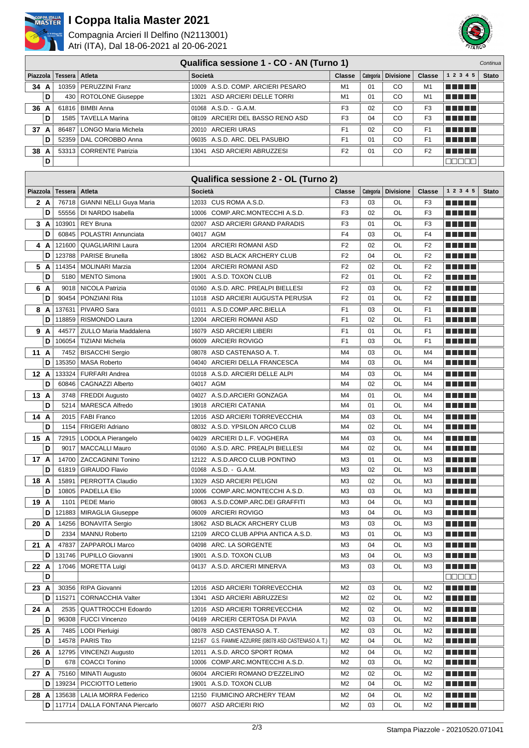# I Coppa Italia Master 2021

Compagnia Arcieri Il Delfino (N2113001)
Atri (ITA), Dal 18-06-2021 al 20-06-2021

## Qualifica sessione 1 - CO - AN (Turno 1)

*Continua*

| Piazzola | | Tessera | Atleta | Società | Classe | Categoria | Divisione | Classe | 1 2 3 4 5 | Stato |
|---|---|---|---|---|---|---|---|---|---|---|
| 34 | A | 10359 | PERUZZINI Franz | 10009 A.S.D. COMP. ARCIERI PESARO | M1 | 01 | CO | M1 | | |
| | D | 430 | ROTOLONE Giuseppe | 13021 ASD ARCIERI DELLE TORRI | M1 | 01 | CO | M1 | | |
| 36 | A | 61816 | BIMBI Anna | 01068 A.S.D. - G.A.M. | F3 | 02 | CO | F3 | | |
| | D | 1585 | TAVELLA Marina | 08109 ARCIERI DEL BASSO RENO ASD | F3 | 04 | CO | F3 | | |
| 37 | A | 86487 | LONGO Maria Michela | 20010 ARCIERI URAS | F1 | 02 | CO | F1 | | |
| | D | 52359 | DAL COROBBO Anna | 06035 A.S.D. ARC. DEL PASUBIO | F1 | 01 | CO | F1 | | |
| 38 | A | 53313 | CORRENTE Patrizia | 13041 ASD ARCIERI ABRUZZESI | F2 | 01 | CO | F2 | | |
| | D | | | | | | | | | |

## Qualifica sessione 2 - OL (Turno 2)

| Piazzola | | Tessera | Atleta | Società | Classe | Categoria | Divisione | Classe | 1 2 3 4 5 | Stato |
|---|---|---|---|---|---|---|---|---|---|---|
| 2 | A | 76718 | GIANNI NELLI Guya Maria | 12033 CUS ROMA A.S.D. | F3 | 03 | OL | F3 | | |
| | D | 55556 | DI NARDO Isabella | 10006 COMP.ARC.MONTECCHI A.S.D. | F3 | 02 | OL | F3 | | |
| 3 | A | 103901 | REY Bruna | 02007 ASD ARCIERI GRAND PARADIS | F3 | 01 | OL | F3 | | |
| | D | 60845 | POLASTRI Annunciata | 04017 AGM | F4 | 03 | OL | F4 | | |
| 4 | A | 121600 | QUAGLIARINI Laura | 12004 ARCIERI ROMANI ASD | F2 | 02 | OL | F2 | | |
| | D | 123788 | PARISE Brunella | 18062 ASD BLACK ARCHERY CLUB | F2 | 04 | OL | F2 | | |
| 5 | A | 114354 | MOLINARI Marzia | 12004 ARCIERI ROMANI ASD | F2 | 02 | OL | F2 | | |
| | D | 5180 | MENTO Simona | 19001 A.S.D. TOXON CLUB | F2 | 01 | OL | F2 | | |
| 6 | A | 9018 | NICOLA Patrizia | 01060 A.S.D. ARC. PREALPI BIELLESI | F2 | 03 | OL | F2 | | |
| | D | 90454 | PONZIANI Rita | 11018 ASD ARCIERI AUGUSTA PERUSIA | F2 | 01 | OL | F2 | | |
| 8 | A | 137631 | PIVARO Sara | 01011 A.S.D.COMP.ARC.BIELLA | F1 | 03 | OL | F1 | | |
| | D | 118859 | RISMONDO Laura | 12004 ARCIERI ROMANI ASD | F1 | 02 | OL | F1 | | |
| 9 | A | 44577 | ZULLO Maria Maddalena | 16079 ASD ARCIERI LIBERI | F1 | 01 | OL | F1 | | |
| | D | 106054 | TIZIANI Michela | 06009 ARCIERI ROVIGO | F1 | 03 | OL | F1 | | |
| 11 | A | 7452 | BISACCHI Sergio | 08078 ASD CASTENASO A. T. | M4 | 03 | OL | M4 | | |
| | D | 135350 | MASA Roberto | 04040 ARCIERI DELLA FRANCESCA | M4 | 03 | OL | M4 | | |
| 12 | A | 133324 | FURFARI Andrea | 01018 A.S.D. ARCIERI DELLE ALPI | M4 | 03 | OL | M4 | | |
| | D | 60846 | CAGNAZZI Alberto | 04017 AGM | M4 | 02 | OL | M4 | | |
| 13 | A | 3748 | FREDDI Augusto | 04027 A.S.D.ARCIERI GONZAGA | M4 | 01 | OL | M4 | | |
| | D | 5214 | MARESCA Alfredo | 19018 ARCIERI CATANIA | M4 | 01 | OL | M4 | | |
| 14 | A | 2015 | FABI Franco | 12016 ASD ARCIERI TORREVECCHIA | M4 | 03 | OL | M4 | | |
| | D | 1154 | FRIGERI Adriano | 08032 A.S.D. YPSILON ARCO CLUB | M4 | 02 | OL | M4 | | |
| 15 | A | 72915 | LODOLA Pierangelo | 04029 ARCIERI D.L.F. VOGHERA | M4 | 03 | OL | M4 | | |
| | D | 9017 | MACCALLI Mauro | 01060 A.S.D. ARC. PREALPI BIELLESI | M4 | 02 | OL | M4 | | |
| 17 | A | 14700 | ZACCAGNINI Tonino | 12122 A.S.D.ARCO CLUB PONTINO | M3 | 01 | OL | M3 | | |
| | D | 61819 | GIRAUDO Flavio | 01068 A.S.D. - G.A.M. | M3 | 02 | OL | M3 | | |
| 18 | A | 15891 | PERROTTA Claudio | 13029 ASD ARCIERI PELIGNI | M3 | 02 | OL | M3 | | |
| | D | 10805 | PADELLA Elio | 10006 COMP.ARC.MONTECCHI A.S.D. | M3 | 03 | OL | M3 | | |
| 19 | A | 1101 | PEDE Mario | 08063 A.S.D.COMP.ARC.DEI GRAFFITI | M3 | 04 | OL | M3 | | |
| | D | 121883 | MIRAGLIA Giuseppe | 06009 ARCIERI ROVIGO | M3 | 04 | OL | M3 | | |
| 20 | A | 14256 | BONAVITA Sergio | 18062 ASD BLACK ARCHERY CLUB | M3 | 03 | OL | M3 | | |
| | D | 2334 | MANNU Roberto | 12109 ARCO CLUB APPIA ANTICA A.S.D. | M3 | 01 | OL | M3 | | |
| 21 | A | 47837 | ZAPPAROLI Marco | 04098 ARC. LA SORGENTE | M3 | 04 | OL | M3 | | |
| | D | 131746 | PUPILLO Giovanni | 19001 A.S.D. TOXON CLUB | M3 | 04 | OL | M3 | | |
| 22 | A | 17046 | MORETTA Luigi | 04137 A.S.D. ARCIERI MINERVA | M3 | 03 | OL | M3 | | |
| | D | | | | | | | | | |
| 23 | A | 30356 | RIPA Giovanni | 12016 ASD ARCIERI TORREVECCHIA | M2 | 03 | OL | M2 | | |
| | D | 115271 | CORNACCHIA Valter | 13041 ASD ARCIERI ABRUZZESI | M2 | 02 | OL | M2 | | |
| 24 | A | 2535 | QUATTROCCHI Edoardo | 12016 ASD ARCIERI TORREVECCHIA | M2 | 02 | OL | M2 | | |
| | D | 96308 | FUCCI Vincenzo | 04169 ARCIERI CERTOSA DI PAVIA | M2 | 03 | OL | M2 | | |
| 25 | A | 7485 | LODI Pierluigi | 08078 ASD CASTENASO A. T. | M2 | 03 | OL | M2 | | |
| | D | 14578 | PARIS Tito | 12167 G.S. FIAMME AZZURRE (08078 ASD CASTENASO A. T.) | M2 | 04 | OL | M2 | | |
| 26 | A | 12795 | VINCENZI Augusto | 12011 A.S.D. ARCO SPORT ROMA | M2 | 04 | OL | M2 | | |
| | D | 678 | COACCI Tonino | 10006 COMP.ARC.MONTECCHI A.S.D. | M2 | 03 | OL | M2 | | |
| 27 | A | 75160 | MINATI Augusto | 06004 ARCIERI ROMANO D'EZZELINO | M2 | 02 | OL | M2 | | |
| | D | 139234 | PICCIOTTO Letterio | 19001 A.S.D. TOXON CLUB | M2 | 04 | OL | M2 | | |
| 28 | A | 135638 | LALIA MORRA Federico | 12150 FIUMICINO ARCHERY TEAM | M2 | 04 | OL | M2 | | |
| | D | 117714 | DALLA FONTANA Piercarlo | 06077 ASD ARCIERI RIO | M2 | 03 | OL | M2 | | |

Stampa Piazzole - 20210520.071041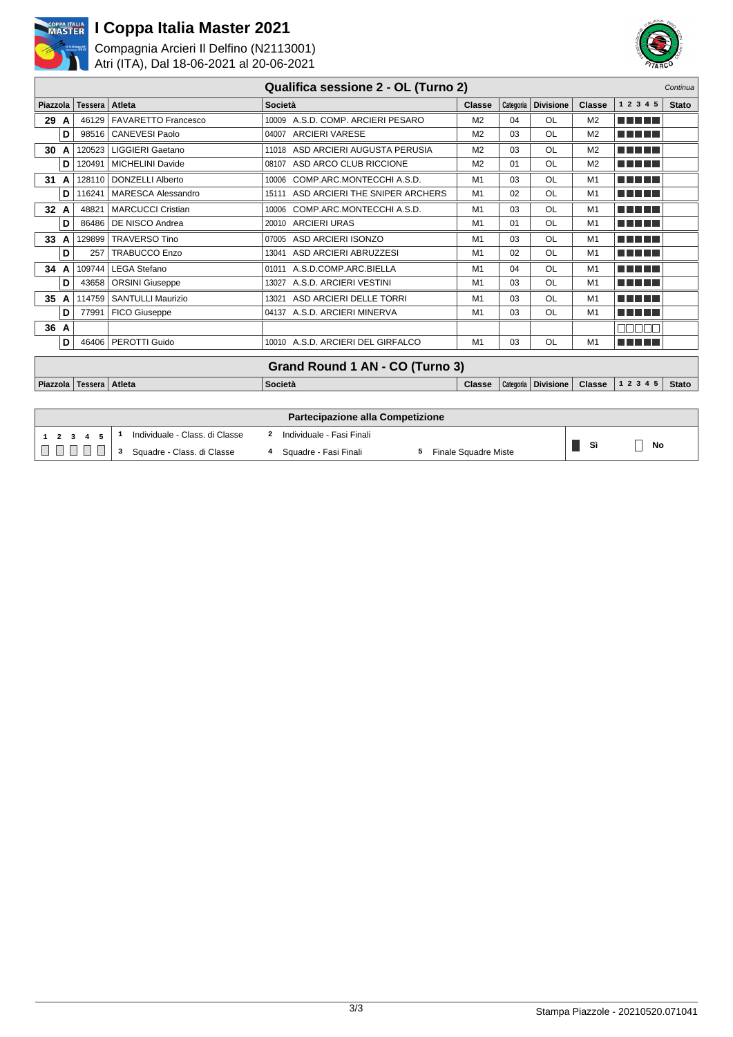# I Coppa Italia Master 2021

Compagnia Arcieri Il Delfino (N2113001)
Atri (ITA), Dal 18-06-2021 al 20-06-2021

## Qualifica sessione 2 - OL (Turno 2)

*Continua*

| Piazzola | | Tessera | Atleta | Società | Classe | Categoria | Divisione | Classe | 1 2 3 4 5 | Stato |
|---|---|---|---|---|---|---|---|---|---|---|
| 29 | A | 46129 | FAVARETTO Francesco | 10009 A.S.D. COMP. ARCIERI PESARO | M2 | 04 | OL | M2 | ■■■■■ | |
| | D | 98516 | CANEVESI Paolo | 04007 ARCIERI VARESE | M2 | 03 | OL | M2 | ■■■■■ | |
| 30 | A | 120523 | LIGGIERI Gaetano | 11018 ASD ARCIERI AUGUSTA PERUSIA | M2 | 03 | OL | M2 | ■■■■■ | |
| | D | 120491 | MICHELINI Davide | 08107 ASD ARCO CLUB RICCIONE | M2 | 01 | OL | M2 | ■■■■■ | |
| 31 | A | 128110 | DONZELLI Alberto | 10006 COMP.ARC.MONTECCHI A.S.D. | M1 | 03 | OL | M1 | ■■■■■ | |
| | D | 116241 | MARESCA Alessandro | 15111 ASD ARCIERI THE SNIPER ARCHERS | M1 | 02 | OL | M1 | ■■■■■ | |
| 32 | A | 48821 | MARCUCCI Cristian | 10006 COMP.ARC.MONTECCHI A.S.D. | M1 | 03 | OL | M1 | ■■■■■ | |
| | D | 86486 | DE NISCO Andrea | 20010 ARCIERI URAS | M1 | 01 | OL | M1 | ■■■■■ | |
| 33 | A | 129899 | TRAVERSO Tino | 07005 ASD ARCIERI ISONZO | M1 | 03 | OL | M1 | ■■■■■ | |
| | D | 257 | TRABUCCO Enzo | 13041 ASD ARCIERI ABRUZZESI | M1 | 02 | OL | M1 | ■■■■■ | |
| 34 | A | 109744 | LEGA Stefano | 01011 A.S.D.COMP.ARC.BIELLA | M1 | 04 | OL | M1 | ■■■■■ | |
| | D | 43658 | ORSINI Giuseppe | 13027 A.S.D. ARCIERI VESTINI | M1 | 03 | OL | M1 | ■■■■■ | |
| 35 | A | 114759 | SANTULLI Maurizio | 13021 ASD ARCIERI DELLE TORRI | M1 | 03 | OL | M1 | ■■■■■ | |
| | D | 77991 | FICO Giuseppe | 04137 A.S.D. ARCIERI MINERVA | M1 | 03 | OL | M1 | ■■■■■ | |
| 36 | A | | | | | | | | □□□□□ | |
| | D | 46406 | PEROTTI Guido | 10010 A.S.D. ARCIERI DEL GIRFALCO | M1 | 03 | OL | M1 | ■■■■■ | |

## Grand Round 1 AN - CO (Turno 3)

| Piazzola | Tessera | Atleta | Società | Classe | Categoria | Divisione | Classe | 1 2 3 4 5 | Stato |
|---|---|---|---|---|---|---|---|---|---|

## Partecipazione alla Competizione

| 1 2 3 4 5 | | | | |
|---|---|---|---|---|
| □□□□□ | 1 Individuale - Class. di Classe | 2 Individuale - Fasi Finali | | ■ Sì □ No |
| | 3 Squadre - Class. di Classe | 4 Squadre - Fasi Finali | 5 Finale Squadre Miste | |

Stampa Piazzole - 20210520.071041